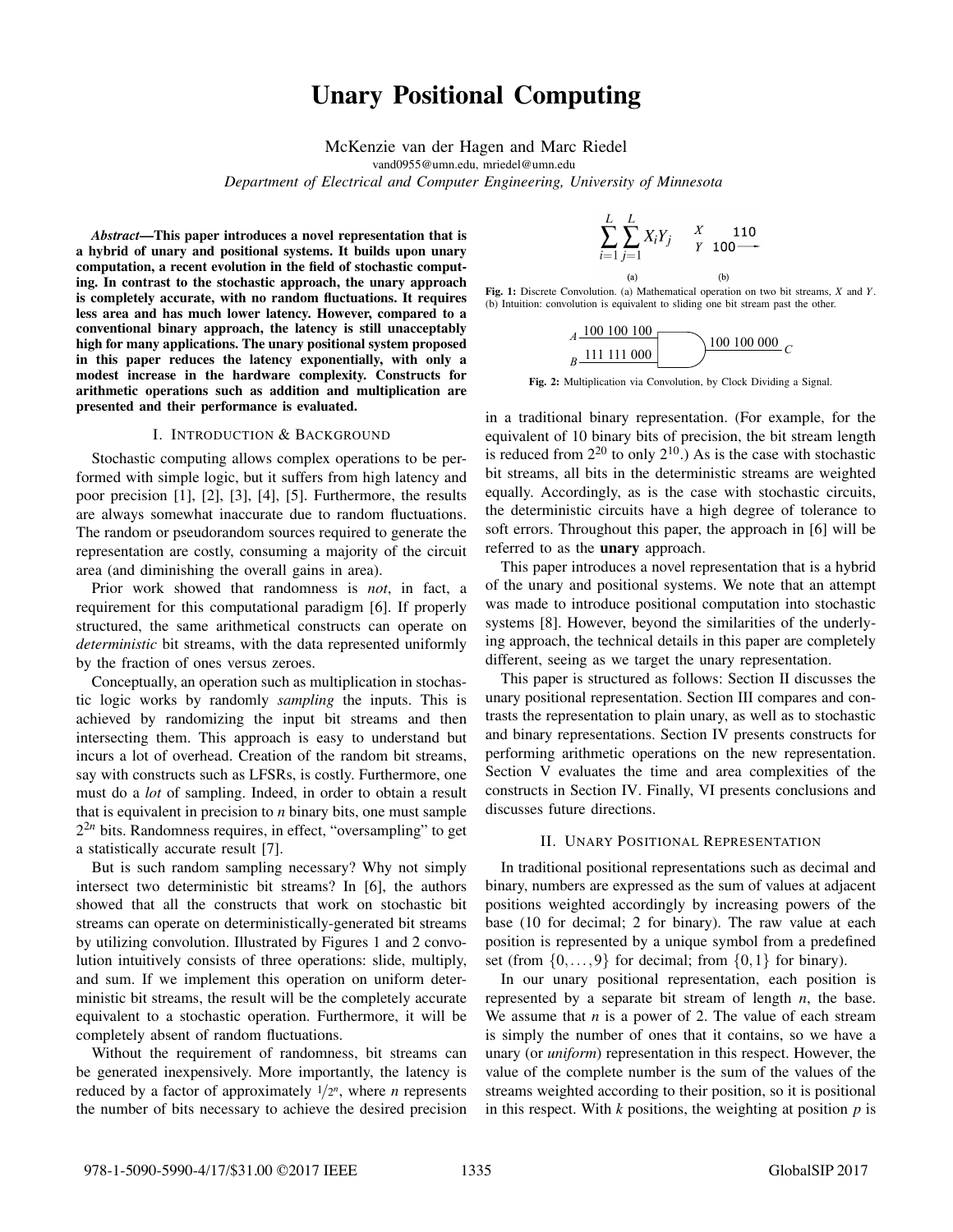# Unary Positional Computing

McKenzie van der Hagen and Marc Riedel

vand0955@umn.edu, mriedel@umn.edu

*Department of Electrical and Computer Engineering, University of Minnesota*

***Abstract*—This paper introduces a novel representation that is a hybrid of unary and positional systems. It builds upon unary computation, a recent evolution in the field of stochastic computing. In contrast to the stochastic approach, the unary approach is completely accurate, with no random fluctuations. It requires less area and has much lower latency. However, compared to a conventional binary approach, the latency is still unacceptably high for many applications. The unary positional system proposed in this paper reduces the latency exponentially, with only a modest increase in the hardware complexity. Constructs for arithmetic operations such as addition and multiplication are presented and their performance is evaluated.**

## I. Introduction & Background

Stochastic computing allows complex operations to be performed with simple logic, but it suffers from high latency and poor precision [1], [2], [3], [4], [5]. Furthermore, the results are always somewhat inaccurate due to random fluctuations. The random or pseudorandom sources required to generate the representation are costly, consuming a majority of the circuit area (and diminishing the overall gains in area).

Prior work showed that randomness is *not*, in fact, a requirement for this computational paradigm [6]. If properly structured, the same arithmetical constructs can operate on *deterministic* bit streams, with the data represented uniformly by the fraction of ones versus zeroes.

Conceptually, an operation such as multiplication in stochastic logic works by randomly *sampling* the inputs. This is achieved by randomizing the input bit streams and then intersecting them. This approach is easy to understand but incurs a lot of overhead. Creation of the random bit streams, say with constructs such as LFSRs, is costly. Furthermore, one must do a *lot* of sampling. Indeed, in order to obtain a result that is equivalent in precision to $n$ binary bits, one must sample $2^{2n}$ bits. Randomness requires, in effect, "oversampling" to get a statistically accurate result [7].

But is such random sampling necessary? Why not simply intersect two deterministic bit streams? In [6], the authors showed that all the constructs that work on stochastic bit streams can operate on deterministically-generated bit streams by utilizing convolution. Illustrated by Figures 1 and 2 convolution intuitively consists of three operations: slide, multiply, and sum. If we implement this operation on uniform deterministic bit streams, the result will be the completely accurate equivalent to a stochastic operation. Furthermore, it will be completely absent of random fluctuations.

Without the requirement of randomness, bit streams can be generated inexpensively. More importantly, the latency is reduced by a factor of approximately $1/2^n$, where $n$ represents the number of bits necessary to achieve the desired precision

$$\sum_{i=1}^{L}\sum_{j=1}^{L} X_i Y_j$$

(a)

X 110
Y 100

(b)

**Fig. 1:** Discrete Convolution. (a) Mathematical operation on two bit streams, $X$ and $Y$. (b) Intuition: convolution is equivalent to sliding one bit stream past the other.

A 100 100 100
B 111 111 000
100 100 000 C

**Fig. 2:** Multiplication via Convolution, by Clock Dividing a Signal.

in a traditional binary representation. (For example, for the equivalent of 10 binary bits of precision, the bit stream length is reduced from $2^{20}$ to only $2^{10}$.) As is the case with stochastic bit streams, all bits in the deterministic streams are weighted equally. Accordingly, as is the case with stochastic circuits, the deterministic circuits have a high degree of tolerance to soft errors. Throughout this paper, the approach in [6] will be referred to as the **unary** approach.

This paper introduces a novel representation that is a hybrid of the unary and positional systems. We note that an attempt was made to introduce positional computation into stochastic systems [8]. However, beyond the similarities of the underlying approach, the technical details in this paper are completely different, seeing as we target the unary representation.

This paper is structured as follows: Section II discusses the unary positional representation. Section III compares and contrasts the representation to plain unary, as well as to stochastic and binary representations. Section IV presents constructs for performing arithmetic operations on the new representation. Section V evaluates the time and area complexities of the constructs in Section IV. Finally, VI presents conclusions and discusses future directions.

## II. Unary Positional Representation

In traditional positional representations such as decimal and binary, numbers are expressed as the sum of values at adjacent positions weighted accordingly by increasing powers of the base (10 for decimal; 2 for binary). The raw value at each position is represented by a unique symbol from a predefined set (from $\{0,\ldots,9\}$ for decimal; from $\{0,1\}$ for binary).

In our unary positional representation, each position is represented by a separate bit stream of length $n$, the base. We assume that $n$ is a power of 2. The value of each stream is simply the number of ones that it contains, so we have a unary (or *uniform*) representation in this respect. However, the value of the complete number is the sum of the values of the streams weighted according to their position, so it is positional in this respect. With $k$ positions, the weighting at position $p$ is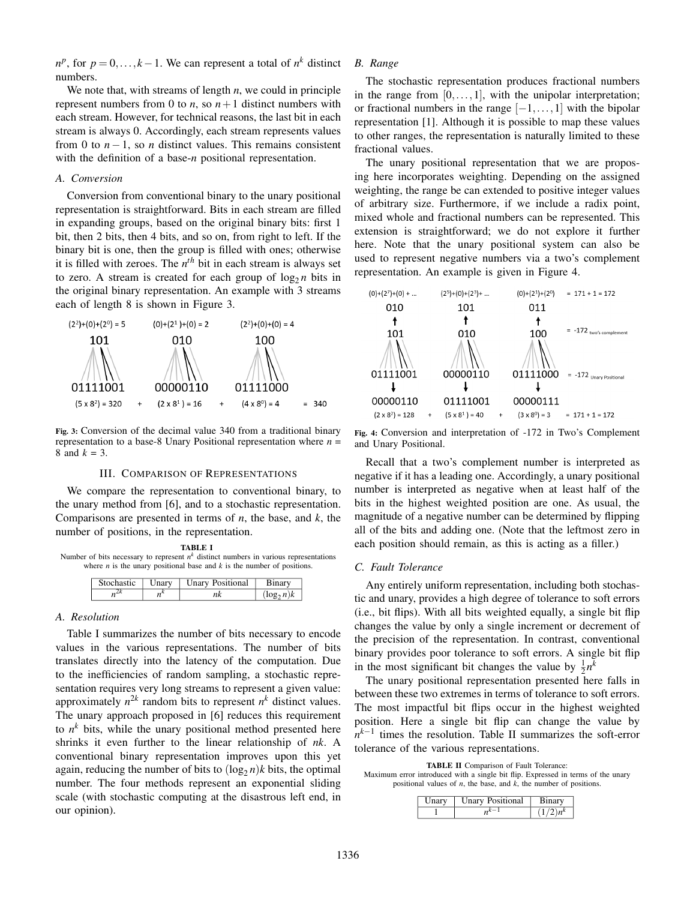$n^p$, for $p = 0, \ldots, k-1$. We can represent a total of $n^k$ distinct numbers.

We note that, with streams of length $n$, we could in principle represent numbers from 0 to $n$, so $n+1$ distinct numbers with each stream. However, for technical reasons, the last bit in each stream is always 0. Accordingly, each stream represents values from 0 to $n-1$, so $n$ distinct values. This remains consistent with the definition of a base-$n$ positional representation.

### A. Conversion

Conversion from conventional binary to the unary positional representation is straightforward. Bits in each stream are filled in expanding groups, based on the original binary bits: first 1 bit, then 2 bits, then 4 bits, and so on, from right to left. If the binary bit is one, then the group is filled with ones; otherwise it is filled with zeroes. The $n^{th}$ bit in each stream is always set to zero. A stream is created for each group of $\log_2 n$ bits in the original binary representation. An example with 3 streams each of length 8 is shown in Figure 3.

$(2^2)+(0)+(2^0) = 5$ $(0)+(2^1)+(0) = 2$ $(2^2)+(0)+(0) = 4$

101 010 100

01111001 00000110 01111000

$(5 \times 8^2) = 320$ + $(2 \times 8^1) = 16$ + $(4 \times 8^0) = 4$ = 340

**Fig. 3:** Conversion of the decimal value 340 from a traditional binary representation to a base-8 Unary Positional representation where $n$ = 8 and $k$ = 3.

## III. Comparison of Representations

We compare the representation to conventional binary, to the unary method from [6], and to a stochastic representation. Comparisons are presented in terms of $n$, the base, and $k$, the number of positions, in the representation.

**TABLE I**
Number of bits necessary to represent $n^k$ distinct numbers in various representations where $n$ is the unary positional base and $k$ is the number of positions.

| Stochastic | Unary | Unary Positional | Binary |
|---|---|---|---|
| $n^{2k}$ | $n^k$ | $nk$ | $(\log_2 n)k$ |

### A. Resolution

Table I summarizes the number of bits necessary to encode values in the various representations. The number of bits translates directly into the latency of the computation. Due to the inefficiencies of random sampling, a stochastic representation requires very long streams to represent a given value: approximately $n^{2k}$ random bits to represent $n^k$ distinct values. The unary approach proposed in [6] reduces this requirement to $n^k$ bits, while the unary positional method presented here shrinks it even further to the linear relationship of $nk$. A conventional binary representation improves upon this yet again, reducing the number of bits to $(\log_2 n)k$ bits, the optimal number. The four methods represent an exponential sliding scale (with stochastic computing at the disastrous left end, in our opinion).

### B. Range

The stochastic representation produces fractional numbers in the range from $[0, \ldots, 1]$, with the unipolar interpretation; or fractional numbers in the range $[-1, \ldots, 1]$ with the bipolar representation [1]. Although it is possible to map these values to other ranges, the representation is naturally limited to these fractional values.

The unary positional representation that we are proposing here incorporates weighting. Depending on the assigned weighting, the range be can extended to positive integer values of arbitrary size. Furthermore, if we include a radix point, mixed whole and fractional numbers can be represented. This extension is straightforward; we do not explore it further here. Note that the unary positional system can also be used to represent negative numbers via a two's complement representation. An example is given in Figure 4.

$(0)+(2^7)+(0) + \ldots$ $(2^5)+(0)+(2^3)+ \ldots$ $(0)+(2^1)+(2^0)$ = 171 + 1 = 172

010 101 011

101 010 100 = -172 two's complement

01111001 00000110 01111000 = -172 Unary Positional

00000110 01111001 00000111

$(2 \times 8^2) = 128$ + $(5 \times 8^1) = 40$ + $(3 \times 8^0) = 3$ = 171 + 1 = 172

**Fig. 4:** Conversion and interpretation of -172 in Two's Complement and Unary Positional.

Recall that a two's complement number is interpreted as negative if it has a leading one. Accordingly, a unary positional number is interpreted as negative when at least half of the bits in the highest weighted position are one. As usual, the magnitude of a negative number can be determined by flipping all of the bits and adding one. (Note that the leftmost zero in each position should remain, as this is acting as a filler.)

### C. Fault Tolerance

Any entirely uniform representation, including both stochastic and unary, provides a high degree of tolerance to soft errors (i.e., bit flips). With all bits weighted equally, a single bit flip changes the value by only a single increment or decrement of the precision of the representation. In contrast, conventional binary provides poor tolerance to soft errors. A single bit flip in the most significant bit changes the value by $\frac{1}{2}n^k$

The unary positional representation presented here falls in between these two extremes in terms of tolerance to soft errors. The most impactful bit flips occur in the highest weighted position. Here a single bit flip can change the value by $n^{k-1}$ times the resolution. Table II summarizes the soft-error tolerance of the various representations.

**TABLE II** Comparison of Fault Tolerance:
Maximum error introduced with a single bit flip. Expressed in terms of the unary positional values of $n$, the base, and $k$, the number of positions.

| Unary | Unary Positional | Binary |
|---|---|---|
| 1 | $n^{k-1}$ | $(1/2)n^k$ |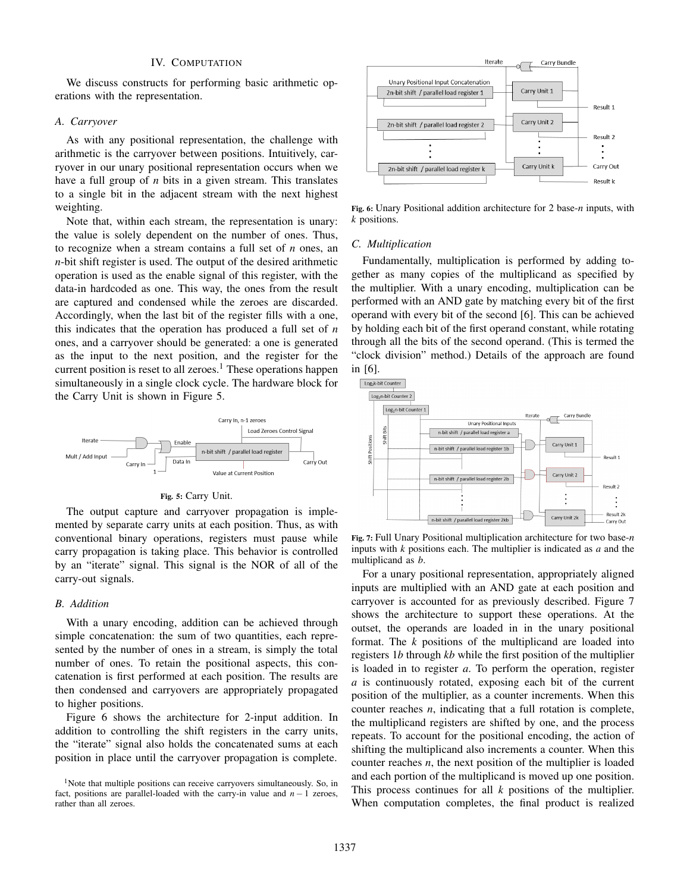## IV. Computation

We discuss constructs for performing basic arithmetic operations with the representation.

### A. Carryover

As with any positional representation, the challenge with arithmetic is the carryover between positions. Intuitively, carryover in our unary positional representation occurs when we have a full group of $n$ bits in a given stream. This translates to a single bit in the adjacent stream with the next highest weighting.

Note that, within each stream, the representation is unary: the value is solely dependent on the number of ones. Thus, to recognize when a stream contains a full set of $n$ ones, an $n$-bit shift register is used. The output of the desired arithmetic operation is used as the enable signal of this register, with the data-in hardcoded as one. This way, the ones from the result are captured and condensed while the zeroes are discarded. Accordingly, when the last bit of the register fills with a one, this indicates that the operation has produced a full set of $n$ ones, and a carryover should be generated: a one is generated as the input to the next position, and the register for the current position is reset to all zeroes.[1] These operations happen simultaneously in a single clock cycle. The hardware block for the Carry Unit is shown in Figure 5.

Carry In, n-1 zeroes
Load Zeroes Control Signal
Iterate
Enable
n-bit shift / parallel load register
Mult / Add Input
Data In
Carry Out
Carry In
1
Value at Current Position

Fig. 5: Carry Unit.

The output capture and carryover propagation is implemented by separate carry units at each position. Thus, as with conventional binary operations, registers must pause while carry propagation is taking place. This behavior is controlled by an "iterate" signal. This signal is the NOR of all of the carry-out signals.

### B. Addition

With a unary encoding, addition can be achieved through simple concatenation: the sum of two quantities, each represented by the number of ones in a stream, is simply the total number of ones. To retain the positional aspects, this concatenation is first performed at each position. The results are then condensed and carryovers are appropriately propagated to higher positions.

Figure 6 shows the architecture for 2-input addition. In addition to controlling the shift registers in the carry units, the "iterate" signal also holds the concatenated sums at each position in place until the carryover propagation is complete.

[1] Note that multiple positions can receive carryovers simultaneously. So, in fact, positions are parallel-loaded with the carry-in value and $n-1$ zeroes, rather than all zeroes.

Iterate
Carry Bundle
Unary Positional Input Concatenation
2n-bit shift / parallel load register 1
Carry Unit 1
Result 1
2n-bit shift / parallel load register 2
Carry Unit 2
Result 2
2n-bit shift / parallel load register k
Carry Unit k
Carry Out
Result k

Fig. 6: Unary Positional addition architecture for 2 base-$n$ inputs, with $k$ positions.

### C. Multiplication

Fundamentally, multiplication is performed by adding together as many copies of the multiplicand as specified by the multiplier. With a unary encoding, multiplication can be performed with an AND gate by matching every bit of the first operand with every bit of the second [6]. This can be achieved by holding each bit of the first operand constant, while rotating through all the bits of the second operand. (This is termed the "clock division" method.) Details of the approach are found in [6].

Log₂k-bit Counter
Log₂n-bit Counter 2
Log₂n-bit Counter 1
Shift Positions
Shift Bits
Iterate
Carry Bundle
Unary Positional Inputs
n-bit shift / parallel load register a
n-bit shift / parallel load register 1b
Carry Unit 1
Result 1
n-bit shift / parallel load register 2b
Carry Unit 2
Result 2
n-bit shift / parallel load register 2kb
Carry Unit 2k
Result 2k
Carry Out

Fig. 7: Full Unary Positional multiplication architecture for two base-$n$ inputs with $k$ positions each. The multiplier is indicated as $a$ and the multiplicand as $b$.

For a unary positional representation, appropriately aligned inputs are multiplied with an AND gate at each position and carryover is accounted for as previously described. Figure 7 shows the architecture to support these operations. At the outset, the operands are loaded in in the unary positional format. The $k$ positions of the multiplicand are loaded into registers $1b$ through $kb$ while the first position of the multiplier is loaded in to register $a$. To perform the operation, register $a$ is continuously rotated, exposing each bit of the current position of the multiplier, as a counter increments. When this counter reaches $n$, indicating that a full rotation is complete, the multiplicand registers are shifted by one, and the process repeats. To account for the positional encoding, the action of shifting the multiplicand also increments a counter. When this counter reaches $n$, the next position of the multiplier is loaded and each portion of the multiplicand is moved up one position. This process continues for all $k$ positions of the multiplier. When computation completes, the final product is realized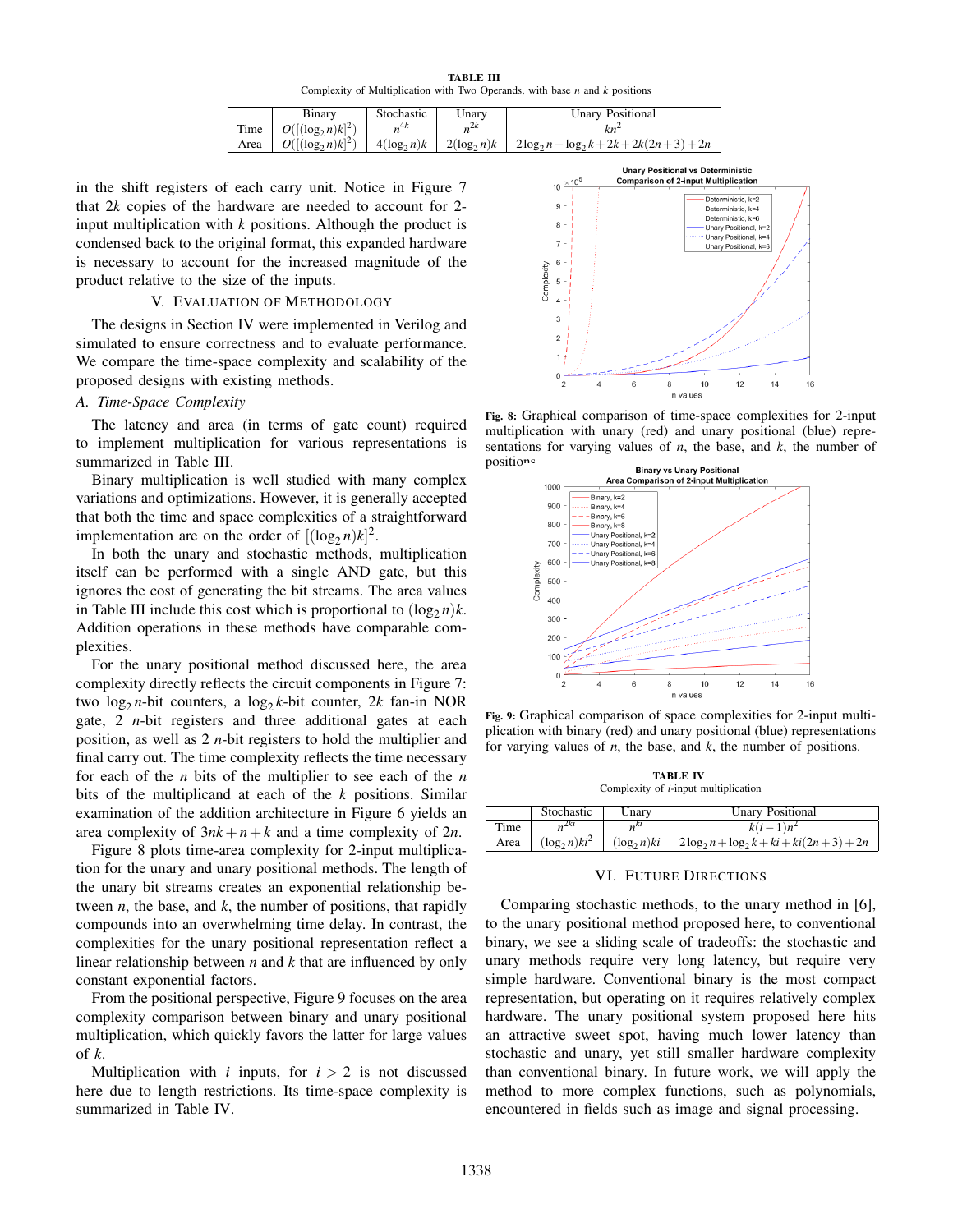**TABLE III**
Complexity of Multiplication with Two Operands, with base $n$ and $k$ positions

| | Binary | Stochastic | Unary | Unary Positional |
|---|---|---|---|---|
| Time | $O([(\log_2 n)k]^2)$ | $n^{4k}$ | $n^{2k}$ | $kn^2$ |
| Area | $O([(\log_2 n)k]^2)$ | $4(\log_2 n)k$ | $2(\log_2 n)k$ | $2\log_2 n + \log_2 k + 2k + 2k(2n+3) + 2n$ |

in the shift registers of each carry unit. Notice in Figure 7 that $2k$ copies of the hardware are needed to account for 2-input multiplication with $k$ positions. Although the product is condensed back to the original format, this expanded hardware is necessary to account for the increased magnitude of the product relative to the size of the inputs.

## V. Evaluation of Methodology

The designs in Section IV were implemented in Verilog and simulated to ensure correctness and to evaluate performance. We compare the time-space complexity and scalability of the proposed designs with existing methods.

### A. Time-Space Complexity

The latency and area (in terms of gate count) required to implement multiplication for various representations is summarized in Table III.

Binary multiplication is well studied with many complex variations and optimizations. However, it is generally accepted that both the time and space complexities of a straightforward implementation are on the order of $[(\log_2 n)k]^2$.

In both the unary and stochastic methods, multiplication itself can be performed with a single AND gate, but this ignores the cost of generating the bit streams. The area values in Table III include this cost which is proportional to $(\log_2 n)k$. Addition operations in these methods have comparable complexities.

For the unary positional method discussed here, the area complexity directly reflects the circuit components in Figure 7: two $\log_2 n$-bit counters, a $\log_2 k$-bit counter, $2k$ fan-in NOR gate, 2 $n$-bit registers and three additional gates at each position, as well as 2 $n$-bit registers to hold the multiplier and final carry out. The time complexity reflects the time necessary for each of the $n$ bits of the multiplier to see each of the $n$ bits of the multiplicand at each of the $k$ positions. Similar examination of the addition architecture in Figure 6 yields an area complexity of $3nk + n + k$ and a time complexity of $2n$.

Figure 8 plots time-area complexity for 2-input multiplication for the unary and unary positional methods. The length of the unary bit streams creates an exponential relationship between $n$, the base, and $k$, the number of positions, that rapidly compounds into an overwhelming time delay. In contrast, the complexities for the unary positional representation reflect a linear relationship between $n$ and $k$ that are influenced by only constant exponential factors.

From the positional perspective, Figure 9 focuses on the area complexity comparison between binary and unary positional multiplication, which quickly favors the latter for large values of $k$.

Multiplication with $i$ inputs, for $i > 2$ is not discussed here due to length restrictions. Its time-space complexity is summarized in Table IV.

**Fig. 8:** Graphical comparison of time-space complexities for 2-input multiplication with unary (red) and unary positional (blue) representations for varying values of $n$, the base, and $k$, the number of positions.

**Fig. 9:** Graphical comparison of space complexities for 2-input multiplication with binary (red) and unary positional (blue) representations for varying values of $n$, the base, and $k$, the number of positions.

**TABLE IV**
Complexity of $i$-input multiplication

| | Stochastic | Unary | Unary Positional |
|---|---|---|---|
| Time | $n^{2ki}$ | $n^{ki}$ | $k(i-1)n^2$ |
| Area | $(\log_2 n)ki^2$ | $(\log_2 n)ki$ | $2\log_2 n + \log_2 k + ki + ki(2n+3) + 2n$ |

## VI. Future Directions

Comparing stochastic methods, to the unary method in [6], to the unary positional method proposed here, to conventional binary, we see a sliding scale of tradeoffs: the stochastic and unary methods require very long latency, but require very simple hardware. Conventional binary is the most compact representation, but operating on it requires relatively complex hardware. The unary positional system proposed here hits an attractive sweet spot, having much lower latency than stochastic and unary, yet still smaller hardware complexity than conventional binary. In future work, we will apply the method to more complex functions, such as polynomials, encountered in fields such as image and signal processing.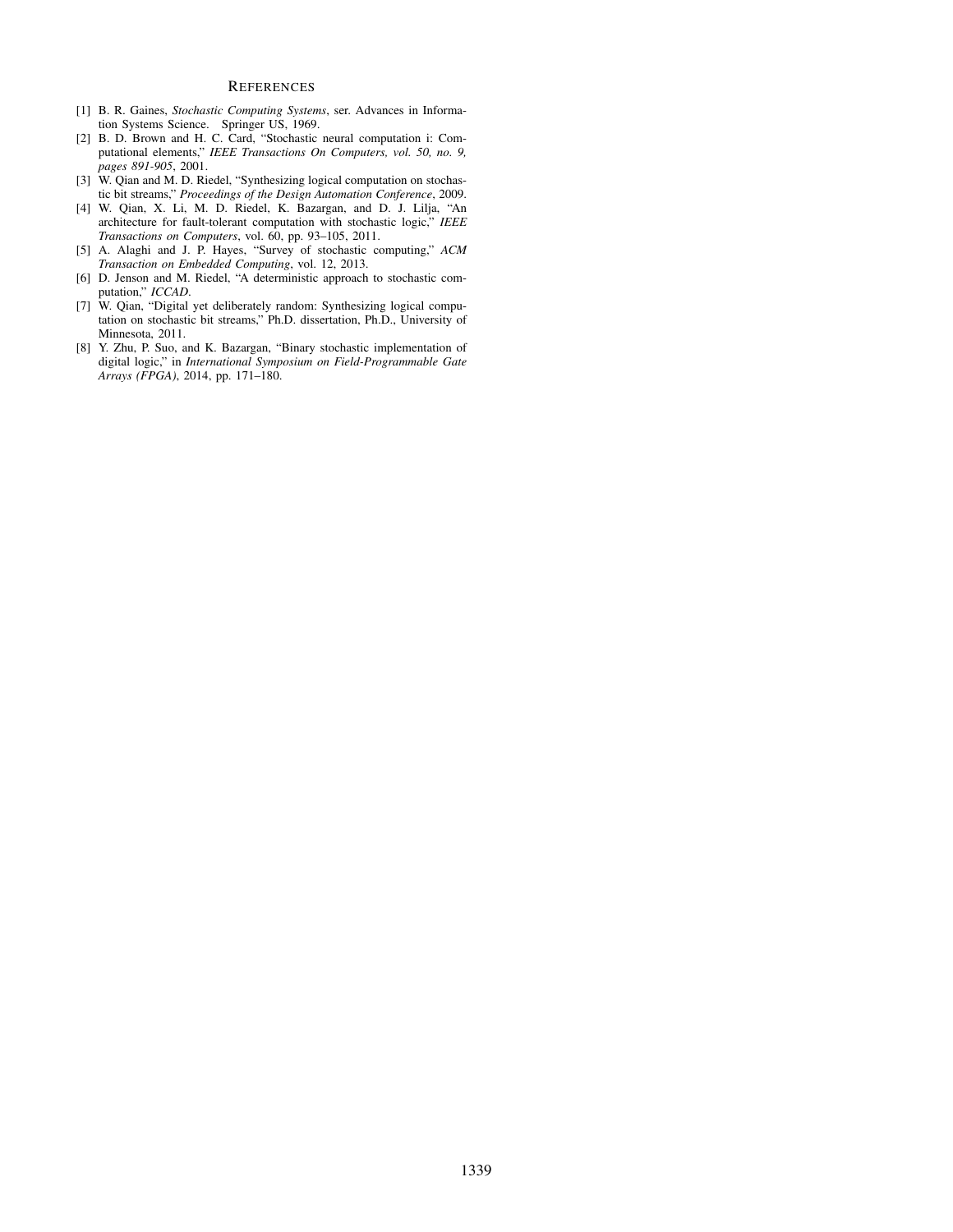# References

[1] B. R. Gaines, *Stochastic Computing Systems*, ser. Advances in Information Systems Science. Springer US, 1969.

[2] B. D. Brown and H. C. Card, "Stochastic neural computation i: Computational elements," *IEEE Transactions On Computers, vol. 50, no. 9, pages 891-905*, 2001.

[3] W. Qian and M. D. Riedel, "Synthesizing logical computation on stochastic bit streams," *Proceedings of the Design Automation Conference*, 2009.

[4] W. Qian, X. Li, M. D. Riedel, K. Bazargan, and D. J. Lilja, "An architecture for fault-tolerant computation with stochastic logic," *IEEE Transactions on Computers*, vol. 60, pp. 93–105, 2011.

[5] A. Alaghi and J. P. Hayes, "Survey of stochastic computing," *ACM Transaction on Embedded Computing*, vol. 12, 2013.

[6] D. Jenson and M. Riedel, "A deterministic approach to stochastic computation," *ICCAD*.

[7] W. Qian, "Digital yet deliberately random: Synthesizing logical computation on stochastic bit streams," Ph.D. dissertation, Ph.D., University of Minnesota, 2011.

[8] Y. Zhu, P. Suo, and K. Bazargan, "Binary stochastic implementation of digital logic," in *International Symposium on Field-Programmable Gate Arrays (FPGA)*, 2014, pp. 171–180.